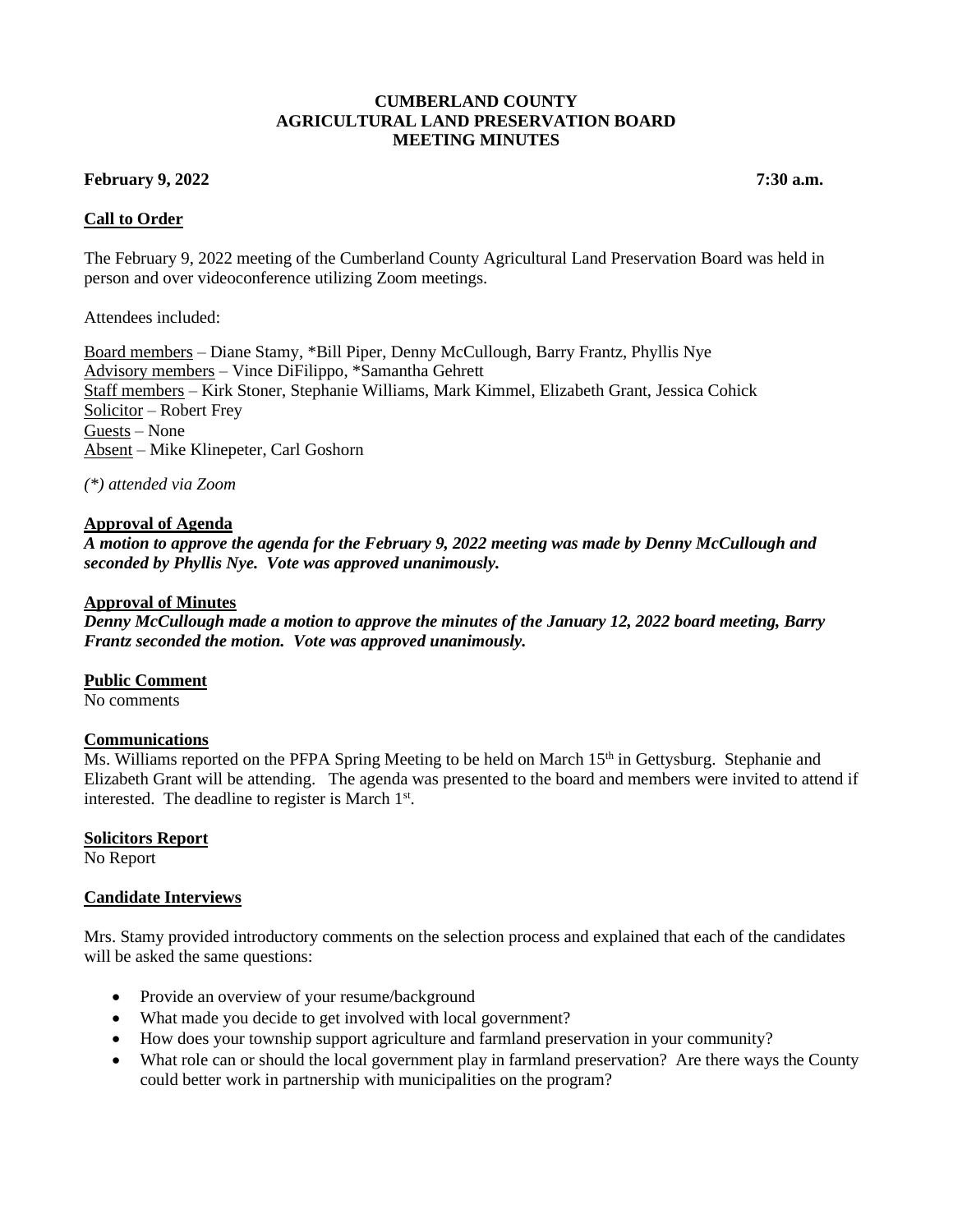**CUMBERLAND COUNTY**
**AGRICULTURAL LAND PRESERVATION BOARD**
**MEETING MINUTES**

**February 9, 2022** **7:30 a.m.**

## Call to Order

The February 9, 2022 meeting of the Cumberland County Agricultural Land Preservation Board was held in person and over videoconference utilizing Zoom meetings.

Attendees included:

Board members – Diane Stamy, *Bill Piper, Denny McCullough, Barry Frantz, Phyllis Nye
Advisory members – Vince DiFilippo, *Samantha Gehrett
Staff members – Kirk Stoner, Stephanie Williams, Mark Kimmel, Elizabeth Grant, Jessica Cohick
Solicitor – Robert Frey
Guests – None
Absent – Mike Klinepeter, Carl Goshorn

*(*) attended via Zoom*

## Approval of Agenda

***A motion to approve the agenda for the February 9, 2022 meeting was made by Denny McCullough and seconded by Phyllis Nye. Vote was approved unanimously.***

## Approval of Minutes

***Denny McCullough made a motion to approve the minutes of the January 12, 2022 board meeting, Barry Frantz seconded the motion. Vote was approved unanimously.***

## Public Comment

No comments

## Communications

Ms. Williams reported on the PFPA Spring Meeting to be held on March 15th in Gettysburg. Stephanie and Elizabeth Grant will be attending. The agenda was presented to the board and members were invited to attend if interested. The deadline to register is March 1st.

## Solicitors Report

No Report

## Candidate Interviews

Mrs. Stamy provided introductory comments on the selection process and explained that each of the candidates will be asked the same questions:

- Provide an overview of your resume/background
- What made you decide to get involved with local government?
- How does your township support agriculture and farmland preservation in your community?
- What role can or should the local government play in farmland preservation? Are there ways the County could better work in partnership with municipalities on the program?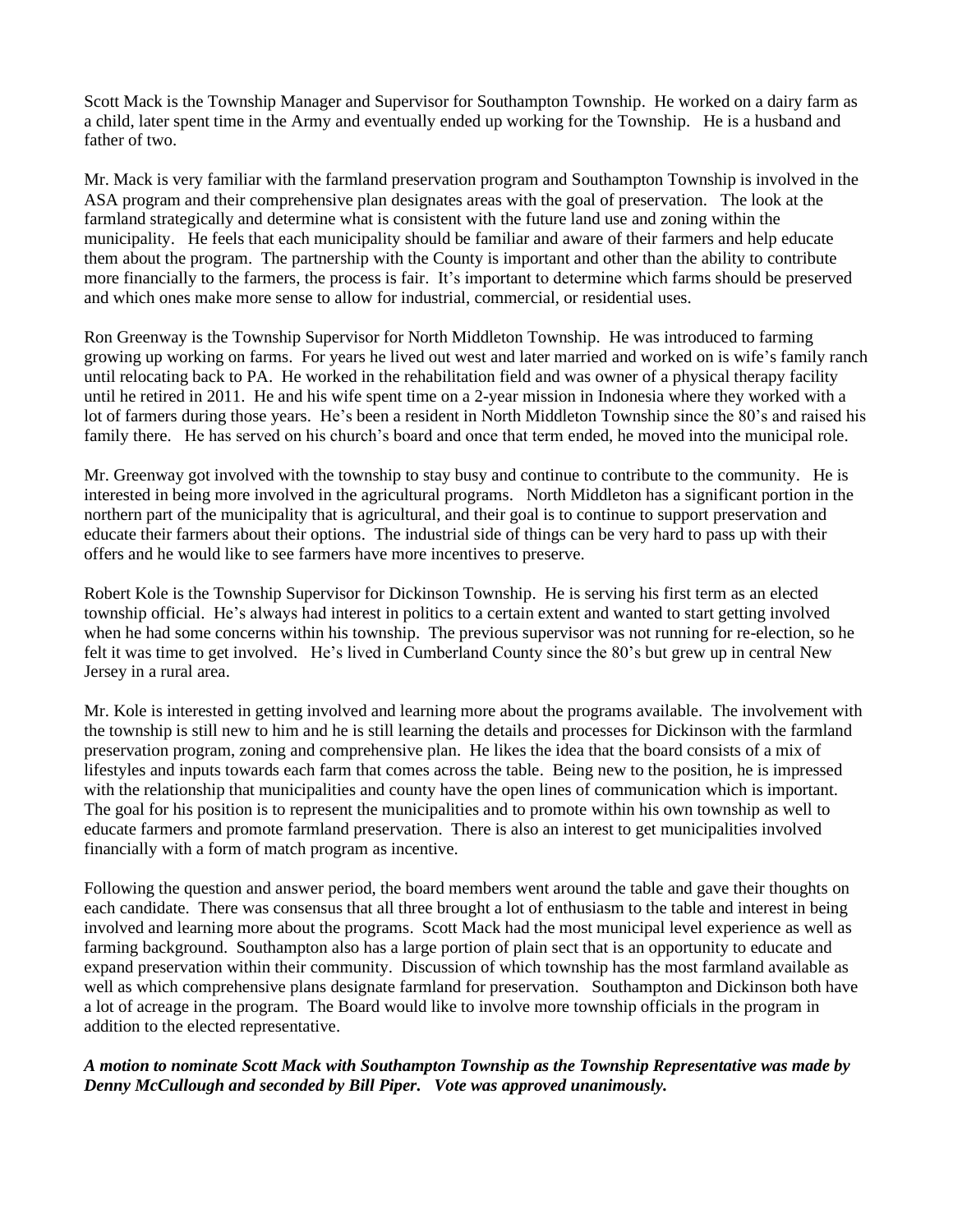Scott Mack is the Township Manager and Supervisor for Southampton Township. He worked on a dairy farm as a child, later spent time in the Army and eventually ended up working for the Township. He is a husband and father of two.

Mr. Mack is very familiar with the farmland preservation program and Southampton Township is involved in the ASA program and their comprehensive plan designates areas with the goal of preservation. The look at the farmland strategically and determine what is consistent with the future land use and zoning within the municipality. He feels that each municipality should be familiar and aware of their farmers and help educate them about the program. The partnership with the County is important and other than the ability to contribute more financially to the farmers, the process is fair. It's important to determine which farms should be preserved and which ones make more sense to allow for industrial, commercial, or residential uses.

Ron Greenway is the Township Supervisor for North Middleton Township. He was introduced to farming growing up working on farms. For years he lived out west and later married and worked on is wife's family ranch until relocating back to PA. He worked in the rehabilitation field and was owner of a physical therapy facility until he retired in 2011. He and his wife spent time on a 2-year mission in Indonesia where they worked with a lot of farmers during those years. He's been a resident in North Middleton Township since the 80's and raised his family there. He has served on his church's board and once that term ended, he moved into the municipal role.

Mr. Greenway got involved with the township to stay busy and continue to contribute to the community. He is interested in being more involved in the agricultural programs. North Middleton has a significant portion in the northern part of the municipality that is agricultural, and their goal is to continue to support preservation and educate their farmers about their options. The industrial side of things can be very hard to pass up with their offers and he would like to see farmers have more incentives to preserve.

Robert Kole is the Township Supervisor for Dickinson Township. He is serving his first term as an elected township official. He's always had interest in politics to a certain extent and wanted to start getting involved when he had some concerns within his township. The previous supervisor was not running for re-election, so he felt it was time to get involved. He's lived in Cumberland County since the 80's but grew up in central New Jersey in a rural area.

Mr. Kole is interested in getting involved and learning more about the programs available. The involvement with the township is still new to him and he is still learning the details and processes for Dickinson with the farmland preservation program, zoning and comprehensive plan. He likes the idea that the board consists of a mix of lifestyles and inputs towards each farm that comes across the table. Being new to the position, he is impressed with the relationship that municipalities and county have the open lines of communication which is important. The goal for his position is to represent the municipalities and to promote within his own township as well to educate farmers and promote farmland preservation. There is also an interest to get municipalities involved financially with a form of match program as incentive.

Following the question and answer period, the board members went around the table and gave their thoughts on each candidate. There was consensus that all three brought a lot of enthusiasm to the table and interest in being involved and learning more about the programs. Scott Mack had the most municipal level experience as well as farming background. Southampton also has a large portion of plain sect that is an opportunity to educate and expand preservation within their community. Discussion of which township has the most farmland available as well as which comprehensive plans designate farmland for preservation. Southampton and Dickinson both have a lot of acreage in the program. The Board would like to involve more township officials in the program in addition to the elected representative.

***A motion to nominate Scott Mack with Southampton Township as the Township Representative was made by Denny McCullough and seconded by Bill Piper. Vote was approved unanimously.***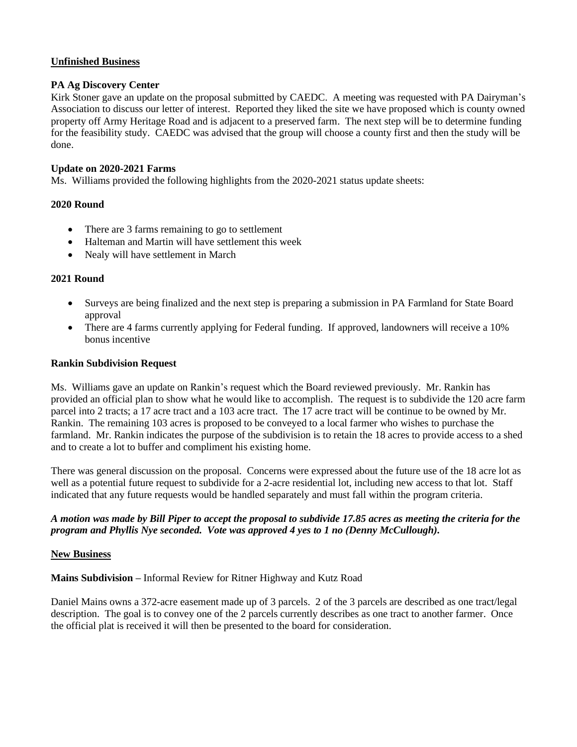**<u>Unfinished Business</u>**

**PA Ag Discovery Center**

Kirk Stoner gave an update on the proposal submitted by CAEDC. A meeting was requested with PA Dairyman's Association to discuss our letter of interest. Reported they liked the site we have proposed which is county owned property off Army Heritage Road and is adjacent to a preserved farm. The next step will be to determine funding for the feasibility study. CAEDC was advised that the group will choose a county first and then the study will be done.

**Update on 2020-2021 Farms**

Ms. Williams provided the following highlights from the 2020-2021 status update sheets:

**2020 Round**

- There are 3 farms remaining to go to settlement
- Halteman and Martin will have settlement this week
- Nealy will have settlement in March

**2021 Round**

- Surveys are being finalized and the next step is preparing a submission in PA Farmland for State Board approval
- There are 4 farms currently applying for Federal funding. If approved, landowners will receive a 10% bonus incentive

**Rankin Subdivision Request**

Ms. Williams gave an update on Rankin's request which the Board reviewed previously. Mr. Rankin has provided an official plan to show what he would like to accomplish. The request is to subdivide the 120 acre farm parcel into 2 tracts; a 17 acre tract and a 103 acre tract. The 17 acre tract will be continue to be owned by Mr. Rankin. The remaining 103 acres is proposed to be conveyed to a local farmer who wishes to purchase the farmland. Mr. Rankin indicates the purpose of the subdivision is to retain the 18 acres to provide access to a shed and to create a lot to buffer and compliment his existing home.

There was general discussion on the proposal. Concerns were expressed about the future use of the 18 acre lot as well as a potential future request to subdivide for a 2-acre residential lot, including new access to that lot. Staff indicated that any future requests would be handled separately and must fall within the program criteria.

***A motion was made by Bill Piper to accept the proposal to subdivide 17.85 acres as meeting the criteria for the program and Phyllis Nye seconded. Vote was approved 4 yes to 1 no (Denny McCullough).***

**<u>New Business</u>**

**Mains Subdivision –** Informal Review for Ritner Highway and Kutz Road

Daniel Mains owns a 372-acre easement made up of 3 parcels. 2 of the 3 parcels are described as one tract/legal description. The goal is to convey one of the 2 parcels currently describes as one tract to another farmer. Once the official plat is received it will then be presented to the board for consideration.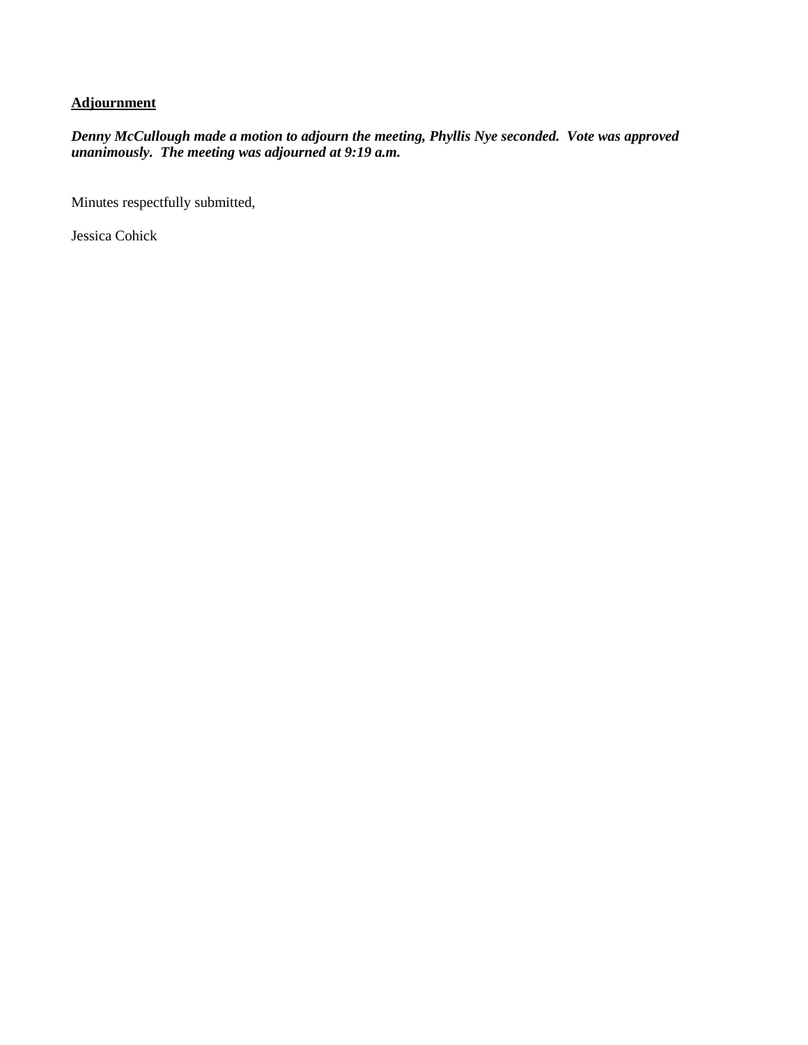**Adjournment**

***Denny McCullough made a motion to adjourn the meeting, Phyllis Nye seconded. Vote was approved unanimously. The meeting was adjourned at 9:19 a.m.***

Minutes respectfully submitted,

Jessica Cohick